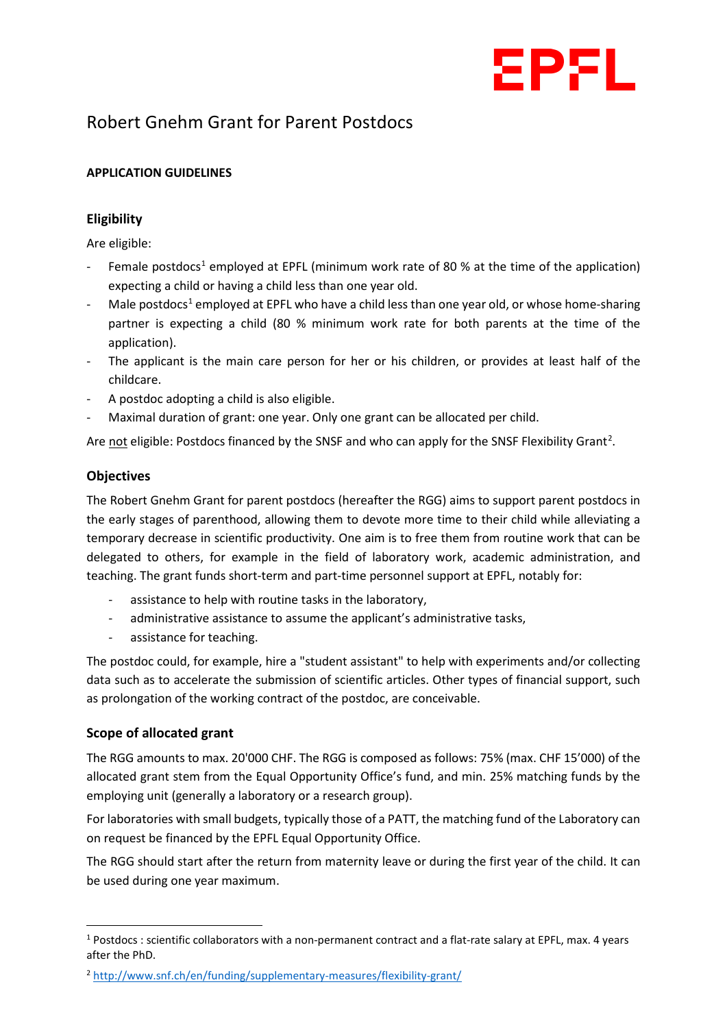# Robert Gnehm Grant for Parent Postdocs

**APPLICATION GUIDELINES**

## Eligibility

Are eligible:

- Female postdocs[1] employed at EPFL (minimum work rate of 80 % at the time of the application) expecting a child or having a child less than one year old.
- Male postdocs[1] employed at EPFL who have a child less than one year old, or whose home-sharing partner is expecting a child (80 % minimum work rate for both parents at the time of the application).
- The applicant is the main care person for her or his children, or provides at least half of the childcare.
- A postdoc adopting a child is also eligible.
- Maximal duration of grant: one year. Only one grant can be allocated per child.

Are not eligible: Postdocs financed by the SNSF and who can apply for the SNSF Flexibility Grant[2].

## Objectives

The Robert Gnehm Grant for parent postdocs (hereafter the RGG) aims to support parent postdocs in the early stages of parenthood, allowing them to devote more time to their child while alleviating a temporary decrease in scientific productivity. One aim is to free them from routine work that can be delegated to others, for example in the field of laboratory work, academic administration, and teaching. The grant funds short-term and part-time personnel support at EPFL, notably for:

- assistance to help with routine tasks in the laboratory,
- administrative assistance to assume the applicant's administrative tasks,
- assistance for teaching.

The postdoc could, for example, hire a "student assistant" to help with experiments and/or collecting data such as to accelerate the submission of scientific articles. Other types of financial support, such as prolongation of the working contract of the postdoc, are conceivable.

## Scope of allocated grant

The RGG amounts to max. 20'000 CHF. The RGG is composed as follows: 75% (max. CHF 15'000) of the allocated grant stem from the Equal Opportunity Office's fund, and min. 25% matching funds by the employing unit (generally a laboratory or a research group).

For laboratories with small budgets, typically those of a PATT, the matching fund of the Laboratory can on request be financed by the EPFL Equal Opportunity Office.

The RGG should start after the return from maternity leave or during the first year of the child. It can be used during one year maximum.

---

[1] Postdocs : scientific collaborators with a non-permanent contract and a flat-rate salary at EPFL, max. 4 years after the PhD.

[2] http://www.snf.ch/en/funding/supplementary-measures/flexibility-grant/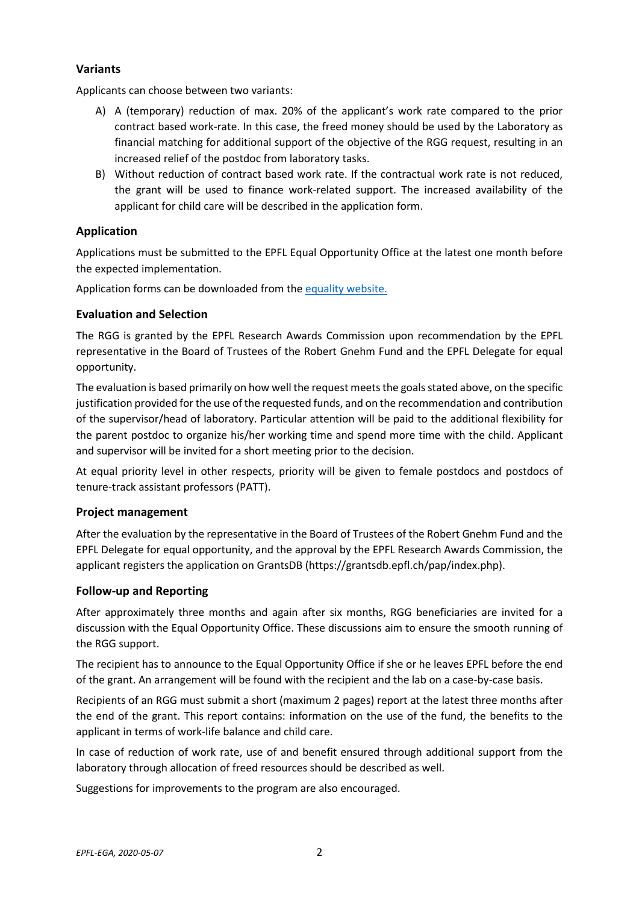## Variants

Applicants can choose between two variants:

A) A (temporary) reduction of max. 20% of the applicant's work rate compared to the prior contract based work-rate. In this case, the freed money should be used by the Laboratory as financial matching for additional support of the objective of the RGG request, resulting in an increased relief of the postdoc from laboratory tasks.

B) Without reduction of contract based work rate. If the contractual work rate is not reduced, the grant will be used to finance work-related support. The increased availability of the applicant for child care will be described in the application form.

## Application

Applications must be submitted to the EPFL Equal Opportunity Office at the latest one month before the expected implementation.

Application forms can be downloaded from the equality website.

## Evaluation and Selection

The RGG is granted by the EPFL Research Awards Commission upon recommendation by the EPFL representative in the Board of Trustees of the Robert Gnehm Fund and the EPFL Delegate for equal opportunity.

The evaluation is based primarily on how well the request meets the goals stated above, on the specific justification provided for the use of the requested funds, and on the recommendation and contribution of the supervisor/head of laboratory. Particular attention will be paid to the additional flexibility for the parent postdoc to organize his/her working time and spend more time with the child. Applicant and supervisor will be invited for a short meeting prior to the decision.

At equal priority level in other respects, priority will be given to female postdocs and postdocs of tenure-track assistant professors (PATT).

## Project management

After the evaluation by the representative in the Board of Trustees of the Robert Gnehm Fund and the EPFL Delegate for equal opportunity, and the approval by the EPFL Research Awards Commission, the applicant registers the application on GrantsDB (https://grantsdb.epfl.ch/pap/index.php).

## Follow-up and Reporting

After approximately three months and again after six months, RGG beneficiaries are invited for a discussion with the Equal Opportunity Office. These discussions aim to ensure the smooth running of the RGG support.

The recipient has to announce to the Equal Opportunity Office if she or he leaves EPFL before the end of the grant. An arrangement will be found with the recipient and the lab on a case-by-case basis.

Recipients of an RGG must submit a short (maximum 2 pages) report at the latest three months after the end of the grant. This report contains: information on the use of the fund, the benefits to the applicant in terms of work-life balance and child care.

In case of reduction of work rate, use of and benefit ensured through additional support from the laboratory through allocation of freed resources should be described as well.

Suggestions for improvements to the program are also encouraged.

*EPFL-EGA, 2020-05-07*